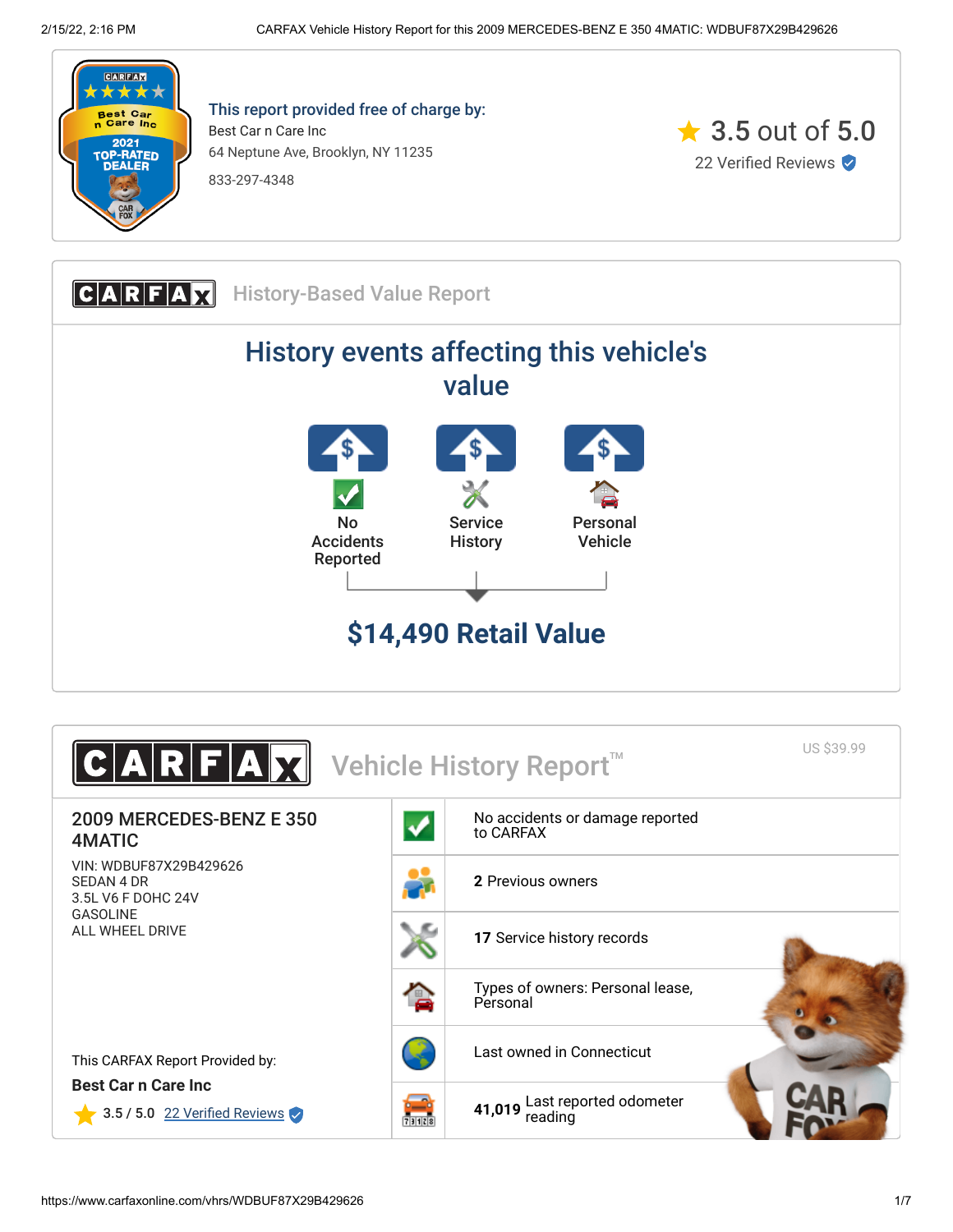**This report provided free of charge by:**

Best Car n Care Inc

64 Neptune Ave, Brooklyn, NY 11235

833-297-4348

3.5 out of 5.0

22 Verified Reviews

## CARFAX History-Based Value Report

# History events affecting this vehicle's value

- No Accidents Reported
- Service History
- Personal Vehicle

## $14,490 Retail Value

## CARFAX Vehicle History Report™

US $39.99

**2009 MERCEDES-BENZ E 350 4MATIC**

VIN: WDBUF87X29B429626
SEDAN 4 DR
3.5L V6 F DOHC 24V
GASOLINE
ALL WHEEL DRIVE

| |
|---|
| No accidents or damage reported to CARFAX |
| **2** Previous owners |
| **17** Service history records |
| Types of owners: Personal lease, Personal |
| Last owned in Connecticut |
| **41,019** Last reported odometer reading |

This CARFAX Report Provided by:

**Best Car n Care Inc**

3.5 / 5.0 22 Verified Reviews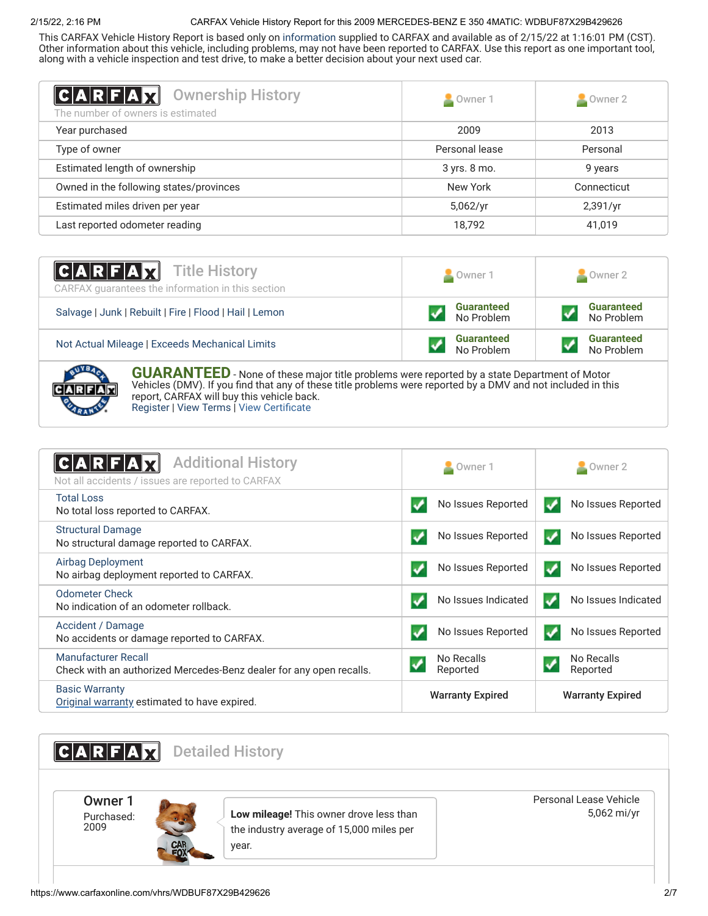This CARFAX Vehicle History Report is based only on information supplied to CARFAX and available as of 2/15/22 at 1:16:01 PM (CST). Other information about this vehicle, including problems, may not have been reported to CARFAX. Use this report as one important tool, along with a vehicle inspection and test drive, to make a better decision about your next used car.

## CARFAX Ownership History

The number of owners is estimated

| | Owner 1 | Owner 2 |
|---|---|---|
| Year purchased | 2009 | 2013 |
| Type of owner | Personal lease | Personal |
| Estimated length of ownership | 3 yrs. 8 mo. | 9 years |
| Owned in the following states/provinces | New York | Connecticut |
| Estimated miles driven per year | 5,062/yr | 2,391/yr |
| Last reported odometer reading | 18,792 | 41,019 |

## CARFAX Title History

CARFAX guarantees the information in this section

| | Owner 1 | Owner 2 |
|---|---|---|
| Salvage \| Junk \| Rebuilt \| Fire \| Flood \| Hail \| Lemon | Guaranteed No Problem | Guaranteed No Problem |
| Not Actual Mileage \| Exceeds Mechanical Limits | Guaranteed No Problem | Guaranteed No Problem |

**GUARANTEED** - None of these major title problems were reported by a state Department of Motor Vehicles (DMV). If you find that any of these title problems were reported by a DMV and not included in this report, CARFAX will buy this vehicle back.
Register | View Terms | View Certificate

## CARFAX Additional History

Not all accidents / issues are reported to CARFAX

| | Owner 1 | Owner 2 |
|---|---|---|
| **Total Loss** No total loss reported to CARFAX. | No Issues Reported | No Issues Reported |
| **Structural Damage** No structural damage reported to CARFAX. | No Issues Reported | No Issues Reported |
| **Airbag Deployment** No airbag deployment reported to CARFAX. | No Issues Reported | No Issues Reported |
| **Odometer Check** No indication of an odometer rollback. | No Issues Indicated | No Issues Indicated |
| **Accident / Damage** No accidents or damage reported to CARFAX. | No Issues Reported | No Issues Reported |
| **Manufacturer Recall** Check with an authorized Mercedes-Benz dealer for any open recalls. | No Recalls Reported | No Recalls Reported |
| **Basic Warranty** Original warranty estimated to have expired. | Warranty Expired | Warranty Expired |

## CARFAX Detailed History

### Owner 1

Purchased: 2009

**Low mileage!** This owner drove less than the industry average of 15,000 miles per year.

Personal Lease Vehicle
5,062 mi/yr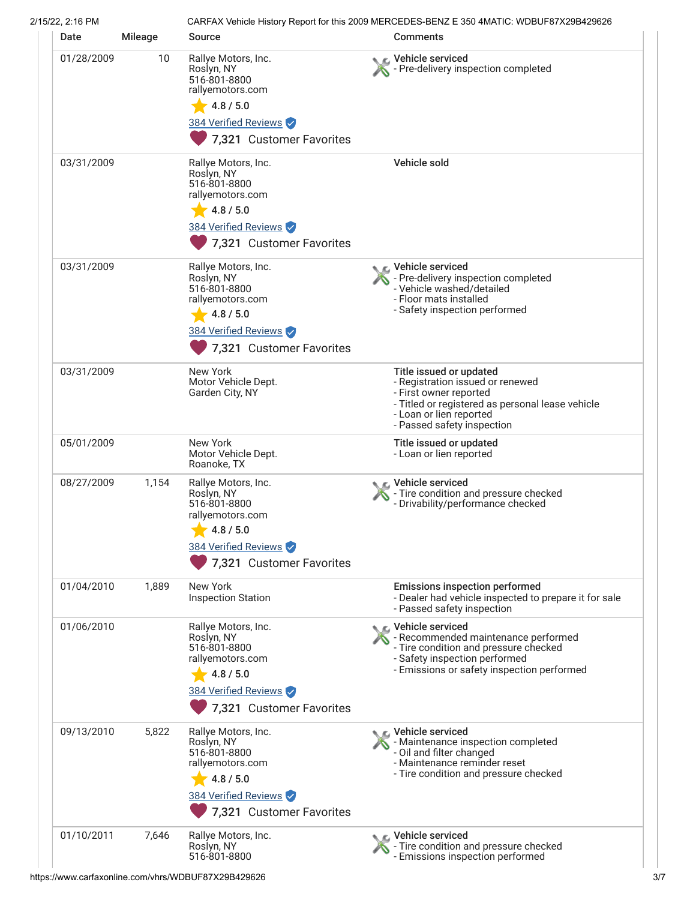| Date | Mileage | Source | Comments |
|---|---|---|---|
| 01/28/2009 | 10 | Rallye Motors, Inc.<br>Roslyn, NY<br>516-801-8800<br>rallyemotors.com<br>4.8 / 5.0<br>384 Verified Reviews<br>7,321 Customer Favorites | **Vehicle serviced**<br>- Pre-delivery inspection completed |
| 03/31/2009 | | Rallye Motors, Inc.<br>Roslyn, NY<br>516-801-8800<br>rallyemotors.com<br>4.8 / 5.0<br>384 Verified Reviews<br>7,321 Customer Favorites | **Vehicle sold** |
| 03/31/2009 | | Rallye Motors, Inc.<br>Roslyn, NY<br>516-801-8800<br>rallyemotors.com<br>4.8 / 5.0<br>384 Verified Reviews<br>7,321 Customer Favorites | **Vehicle serviced**<br>- Pre-delivery inspection completed<br>- Vehicle washed/detailed<br>- Floor mats installed<br>- Safety inspection performed |
| 03/31/2009 | | New York<br>Motor Vehicle Dept.<br>Garden City, NY | **Title issued or updated**<br>- Registration issued or renewed<br>- First owner reported<br>- Titled or registered as personal lease vehicle<br>- Loan or lien reported<br>- Passed safety inspection |
| 05/01/2009 | | New York<br>Motor Vehicle Dept.<br>Roanoke, TX | **Title issued or updated**<br>- Loan or lien reported |
| 08/27/2009 | 1,154 | Rallye Motors, Inc.<br>Roslyn, NY<br>516-801-8800<br>rallyemotors.com<br>4.8 / 5.0<br>384 Verified Reviews<br>7,321 Customer Favorites | **Vehicle serviced**<br>- Tire condition and pressure checked<br>- Drivability/performance checked |
| 01/04/2010 | 1,889 | New York<br>Inspection Station | **Emissions inspection performed**<br>- Dealer had vehicle inspected to prepare it for sale<br>- Passed safety inspection |
| 01/06/2010 | | Rallye Motors, Inc.<br>Roslyn, NY<br>516-801-8800<br>rallyemotors.com<br>4.8 / 5.0<br>384 Verified Reviews<br>7,321 Customer Favorites | **Vehicle serviced**<br>- Recommended maintenance performed<br>- Tire condition and pressure checked<br>- Safety inspection performed<br>- Emissions or safety inspection performed |
| 09/13/2010 | 5,822 | Rallye Motors, Inc.<br>Roslyn, NY<br>516-801-8800<br>rallyemotors.com<br>4.8 / 5.0<br>384 Verified Reviews<br>7,321 Customer Favorites | **Vehicle serviced**<br>- Maintenance inspection completed<br>- Oil and filter changed<br>- Maintenance reminder reset<br>- Tire condition and pressure checked |
| 01/10/2011 | 7,646 | Rallye Motors, Inc.<br>Roslyn, NY<br>516-801-8800 | **Vehicle serviced**<br>- Tire condition and pressure checked<br>- Emissions inspection performed |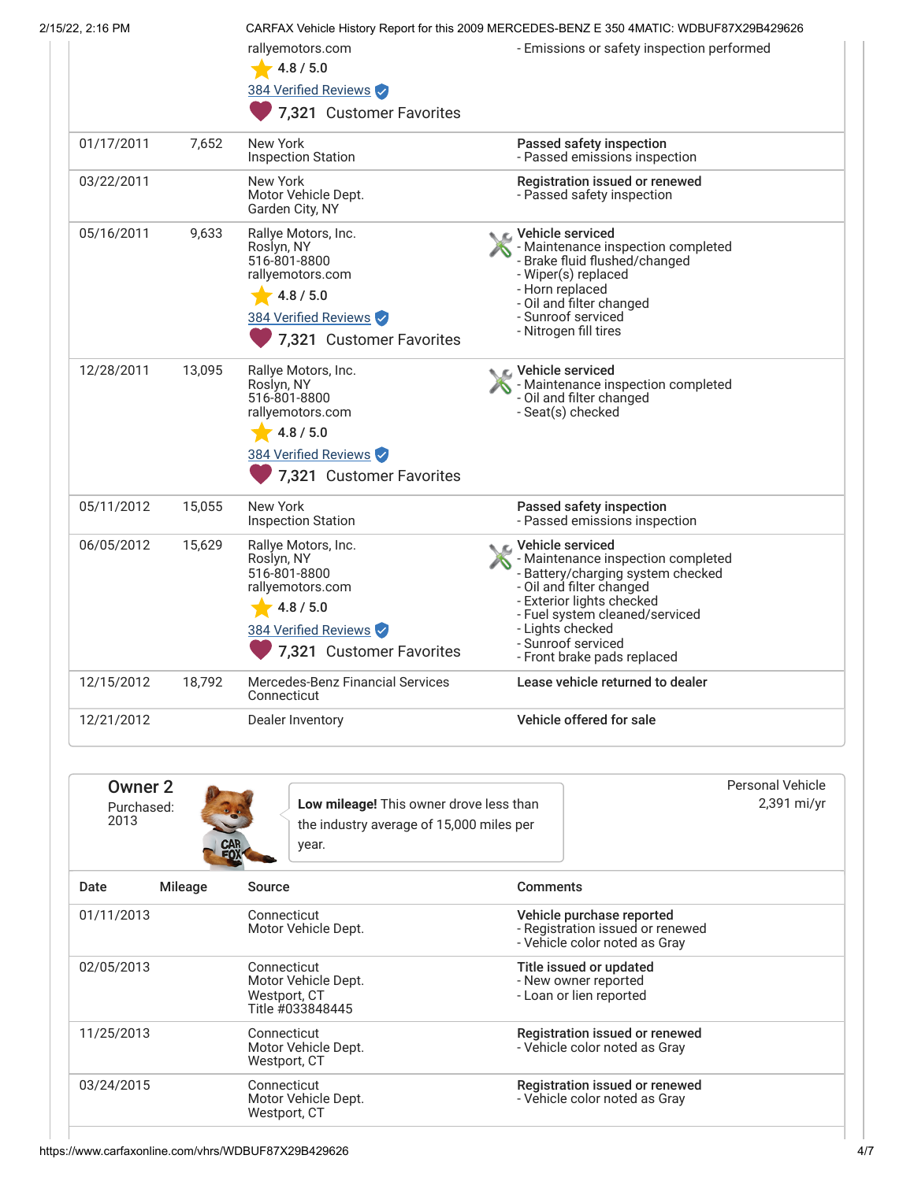| Date | Mileage | Source | Comments |
| --- | --- | --- | --- |
| | | rallyemotors.com<br>4.8 / 5.0<br>384 Verified Reviews<br>7,321 Customer Favorites | - Emissions or safety inspection performed |
| 01/17/2011 | 7,652 | New York<br>Inspection Station | **Passed safety inspection**<br>- Passed emissions inspection |
| 03/22/2011 | | New York<br>Motor Vehicle Dept.<br>Garden City, NY | **Registration issued or renewed**<br>- Passed safety inspection |
| 05/16/2011 | 9,633 | Rallye Motors, Inc.<br>Roslyn, NY<br>516-801-8800<br>rallyemotors.com<br>4.8 / 5.0<br>384 Verified Reviews<br>7,321 Customer Favorites | **Vehicle serviced**<br>- Maintenance inspection completed<br>- Brake fluid flushed/changed<br>- Wiper(s) replaced<br>- Horn replaced<br>- Oil and filter changed<br>- Sunroof serviced<br>- Nitrogen fill tires |
| 12/28/2011 | 13,095 | Rallye Motors, Inc.<br>Roslyn, NY<br>516-801-8800<br>rallyemotors.com<br>4.8 / 5.0<br>384 Verified Reviews<br>7,321 Customer Favorites | **Vehicle serviced**<br>- Maintenance inspection completed<br>- Oil and filter changed<br>- Seat(s) checked |
| 05/11/2012 | 15,055 | New York<br>Inspection Station | **Passed safety inspection**<br>- Passed emissions inspection |
| 06/05/2012 | 15,629 | Rallye Motors, Inc.<br>Roslyn, NY<br>516-801-8800<br>rallyemotors.com<br>4.8 / 5.0<br>384 Verified Reviews<br>7,321 Customer Favorites | **Vehicle serviced**<br>- Maintenance inspection completed<br>- Battery/charging system checked<br>- Oil and filter changed<br>- Exterior lights checked<br>- Fuel system cleaned/serviced<br>- Lights checked<br>- Sunroof serviced<br>- Front brake pads replaced |
| 12/15/2012 | 18,792 | Mercedes-Benz Financial Services<br>Connecticut | **Lease vehicle returned to dealer** |
| 12/21/2012 | | Dealer Inventory | **Vehicle offered for sale** |

## Owner 2

Purchased: 2013

**Low mileage!** This owner drove less than the industry average of 15,000 miles per year.

Personal Vehicle
2,391 mi/yr

| Date | Mileage | Source | Comments |
| --- | --- | --- | --- |
| 01/11/2013 | | Connecticut<br>Motor Vehicle Dept. | **Vehicle purchase reported**<br>- Registration issued or renewed<br>- Vehicle color noted as Gray |
| 02/05/2013 | | Connecticut<br>Motor Vehicle Dept.<br>Westport, CT<br>Title #033848445 | **Title issued or updated**<br>- New owner reported<br>- Loan or lien reported |
| 11/25/2013 | | Connecticut<br>Motor Vehicle Dept.<br>Westport, CT | **Registration issued or renewed**<br>- Vehicle color noted as Gray |
| 03/24/2015 | | Connecticut<br>Motor Vehicle Dept.<br>Westport, CT | **Registration issued or renewed**<br>- Vehicle color noted as Gray |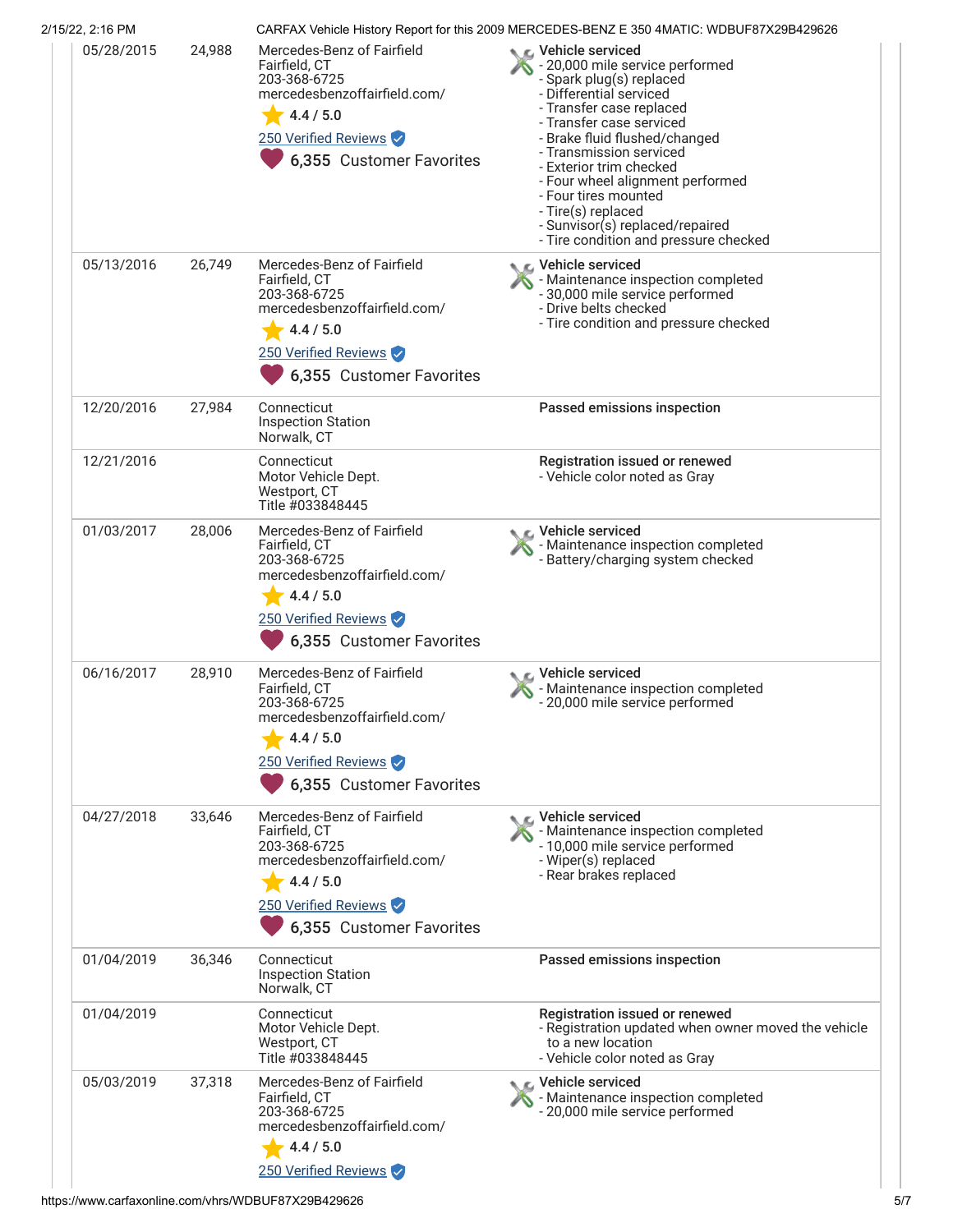| Date | Mileage | Source | Comments |
|---|---|---|---|
| 05/28/2015 | 24,988 | Mercedes-Benz of Fairfield<br>Fairfield, CT<br>203-368-6725<br>mercedesbenzoffairfield.com/<br>4.4 / 5.0<br>250 Verified Reviews<br>6,355 Customer Favorites | **Vehicle serviced**<br>- 20,000 mile service performed<br>- Spark plug(s) replaced<br>- Differential serviced<br>- Transfer case replaced<br>- Transfer case serviced<br>- Brake fluid flushed/changed<br>- Transmission serviced<br>- Exterior trim checked<br>- Four wheel alignment performed<br>- Four tires mounted<br>- Tire(s) replaced<br>- Sunvisor(s) replaced/repaired<br>- Tire condition and pressure checked |
| 05/13/2016 | 26,749 | Mercedes-Benz of Fairfield<br>Fairfield, CT<br>203-368-6725<br>mercedesbenzoffairfield.com/<br>4.4 / 5.0<br>250 Verified Reviews<br>6,355 Customer Favorites | **Vehicle serviced**<br>- Maintenance inspection completed<br>- 30,000 mile service performed<br>- Drive belts checked<br>- Tire condition and pressure checked |
| 12/20/2016 | 27,984 | Connecticut<br>Inspection Station<br>Norwalk, CT | **Passed emissions inspection** |
| 12/21/2016 | | Connecticut<br>Motor Vehicle Dept.<br>Westport, CT<br>Title #033848445 | **Registration issued or renewed**<br>- Vehicle color noted as Gray |
| 01/03/2017 | 28,006 | Mercedes-Benz of Fairfield<br>Fairfield, CT<br>203-368-6725<br>mercedesbenzoffairfield.com/<br>4.4 / 5.0<br>250 Verified Reviews<br>6,355 Customer Favorites | **Vehicle serviced**<br>- Maintenance inspection completed<br>- Battery/charging system checked |
| 06/16/2017 | 28,910 | Mercedes-Benz of Fairfield<br>Fairfield, CT<br>203-368-6725<br>mercedesbenzoffairfield.com/<br>4.4 / 5.0<br>250 Verified Reviews<br>6,355 Customer Favorites | **Vehicle serviced**<br>- Maintenance inspection completed<br>- 20,000 mile service performed |
| 04/27/2018 | 33,646 | Mercedes-Benz of Fairfield<br>Fairfield, CT<br>203-368-6725<br>mercedesbenzoffairfield.com/<br>4.4 / 5.0<br>250 Verified Reviews<br>6,355 Customer Favorites | **Vehicle serviced**<br>- Maintenance inspection completed<br>- 10,000 mile service performed<br>- Wiper(s) replaced<br>- Rear brakes replaced |
| 01/04/2019 | 36,346 | Connecticut<br>Inspection Station<br>Norwalk, CT | **Passed emissions inspection** |
| 01/04/2019 | | Connecticut<br>Motor Vehicle Dept.<br>Westport, CT<br>Title #033848445 | **Registration issued or renewed**<br>- Registration updated when owner moved the vehicle to a new location<br>- Vehicle color noted as Gray |
| 05/03/2019 | 37,318 | Mercedes-Benz of Fairfield<br>Fairfield, CT<br>203-368-6725<br>mercedesbenzoffairfield.com/<br>4.4 / 5.0<br>250 Verified Reviews | **Vehicle serviced**<br>- Maintenance inspection completed<br>- 20,000 mile service performed |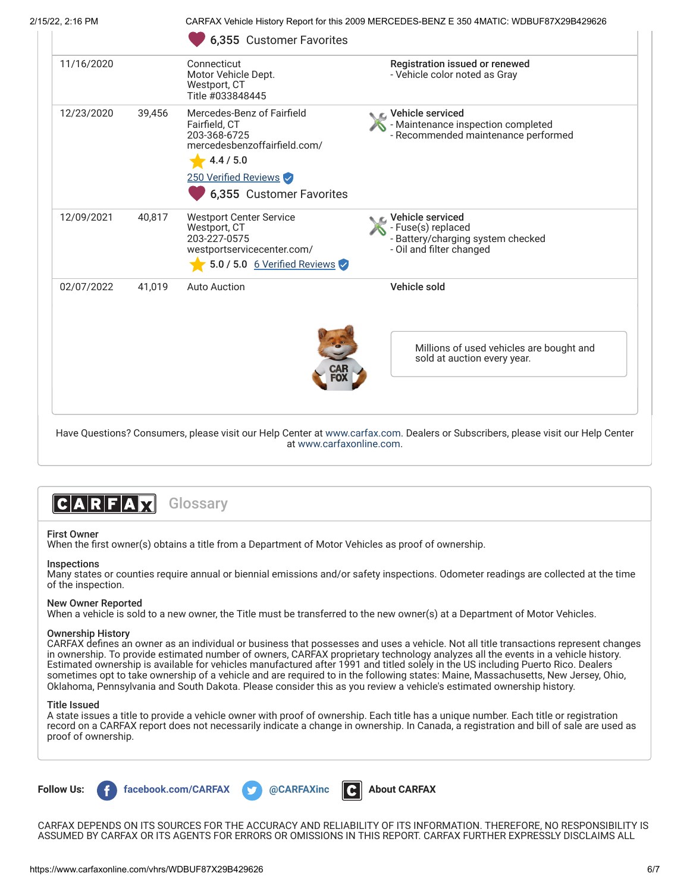6,355 Customer Favorites

| Date | Mileage | Source | Comments |
|---|---|---|---|
| 11/16/2020 | | Connecticut<br>Motor Vehicle Dept.<br>Westport, CT<br>Title #033848445 | **Registration issued or renewed**<br>- Vehicle color noted as Gray |
| 12/23/2020 | 39,456 | Mercedes-Benz of Fairfield<br>Fairfield, CT<br>203-368-6725<br>mercedesbenzoffairfield.com/<br>4.4 / 5.0<br>250 Verified Reviews<br>6,355 Customer Favorites | **Vehicle serviced**<br>- Maintenance inspection completed<br>- Recommended maintenance performed |
| 12/09/2021 | 40,817 | Westport Center Service<br>Westport, CT<br>203-227-0575<br>westportservicecenter.com/<br>5.0 / 5.0 6 Verified Reviews | **Vehicle serviced**<br>- Fuse(s) replaced<br>- Battery/charging system checked<br>- Oil and filter changed |
| 02/07/2022 | 41,019 | Auto Auction | **Vehicle sold** |

Millions of used vehicles are bought and sold at auction every year.

Have Questions? Consumers, please visit our Help Center at www.carfax.com. Dealers or Subscribers, please visit our Help Center at www.carfaxonline.com.

## CARFAX Glossary

**First Owner**
When the first owner(s) obtains a title from a Department of Motor Vehicles as proof of ownership.

**Inspections**
Many states or counties require annual or biennial emissions and/or safety inspections. Odometer readings are collected at the time of the inspection.

**New Owner Reported**
When a vehicle is sold to a new owner, the Title must be transferred to the new owner(s) at a Department of Motor Vehicles.

**Ownership History**
CARFAX defines an owner as an individual or business that possesses and uses a vehicle. Not all title transactions represent changes in ownership. To provide estimated number of owners, CARFAX proprietary technology analyzes all the events in a vehicle history. Estimated ownership is available for vehicles manufactured after 1991 and titled solely in the US including Puerto Rico. Dealers sometimes opt to take ownership of a vehicle and are required to in the following states: Maine, Massachusetts, New Jersey, Ohio, Oklahoma, Pennsylvania and South Dakota. Please consider this as you review a vehicle's estimated ownership history.

**Title Issued**
A state issues a title to provide a vehicle owner with proof of ownership. Each title has a unique number. Each title or registration record on a CARFAX report does not necessarily indicate a change in ownership. In Canada, a registration and bill of sale are used as proof of ownership.

**Follow Us:** facebook.com/CARFAX @CARFAXinc About CARFAX

CARFAX DEPENDS ON ITS SOURCES FOR THE ACCURACY AND RELIABILITY OF ITS INFORMATION. THEREFORE, NO RESPONSIBILITY IS ASSUMED BY CARFAX OR ITS AGENTS FOR ERRORS OR OMISSIONS IN THIS REPORT. CARFAX FURTHER EXPRESSLY DISCLAIMS ALL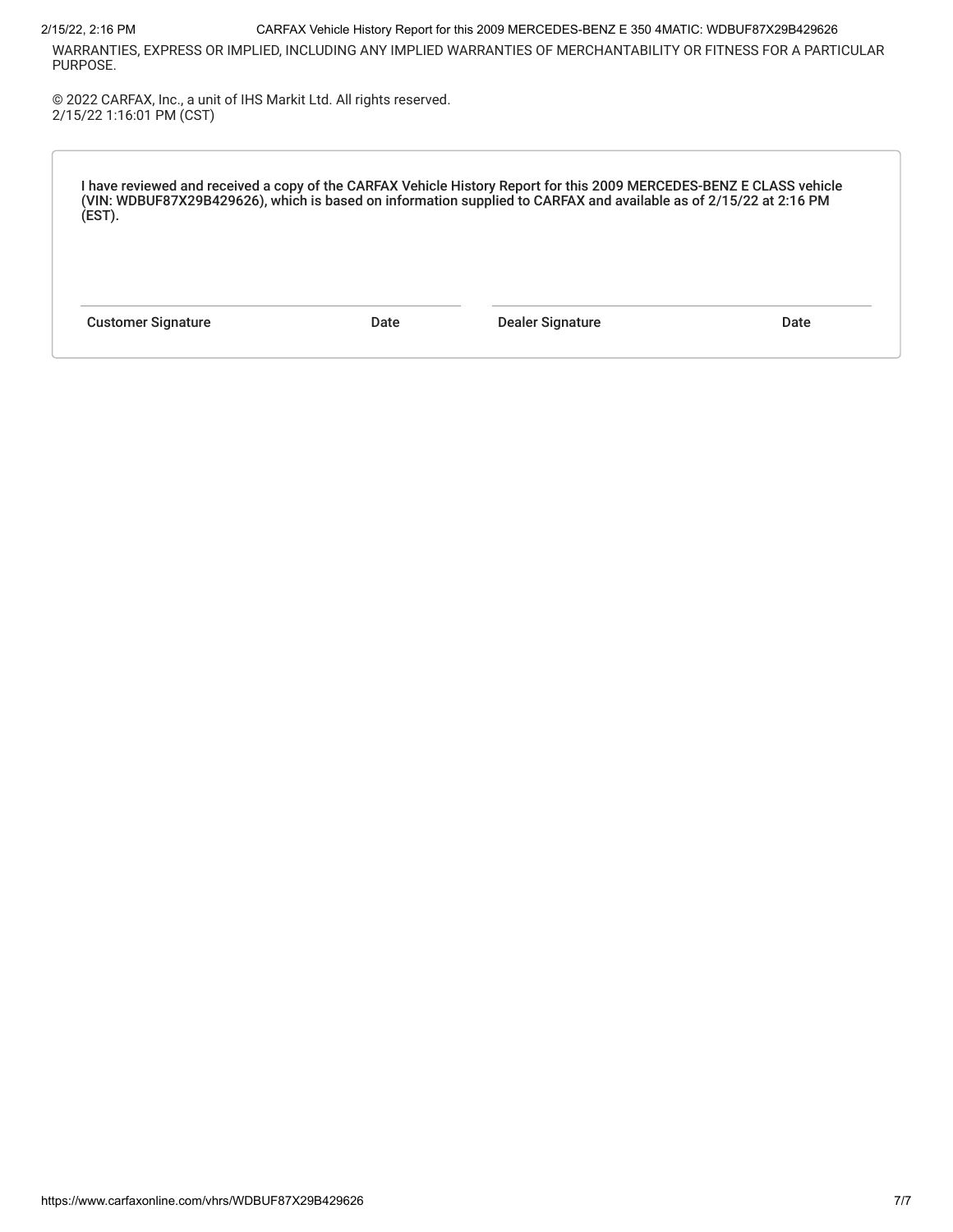WARRANTIES, EXPRESS OR IMPLIED, INCLUDING ANY IMPLIED WARRANTIES OF MERCHANTABILITY OR FITNESS FOR A PARTICULAR PURPOSE.

© 2022 CARFAX, Inc., a unit of IHS Markit Ltd. All rights reserved.
2/15/22 1:16:01 PM (CST)

I have reviewed and received a copy of the CARFAX Vehicle History Report for this 2009 MERCEDES-BENZ E CLASS vehicle (VIN: WDBUF87X29B429626), which is based on information supplied to CARFAX and available as of 2/15/22 at 2:16 PM (EST).

Customer Signature Date Dealer Signature Date